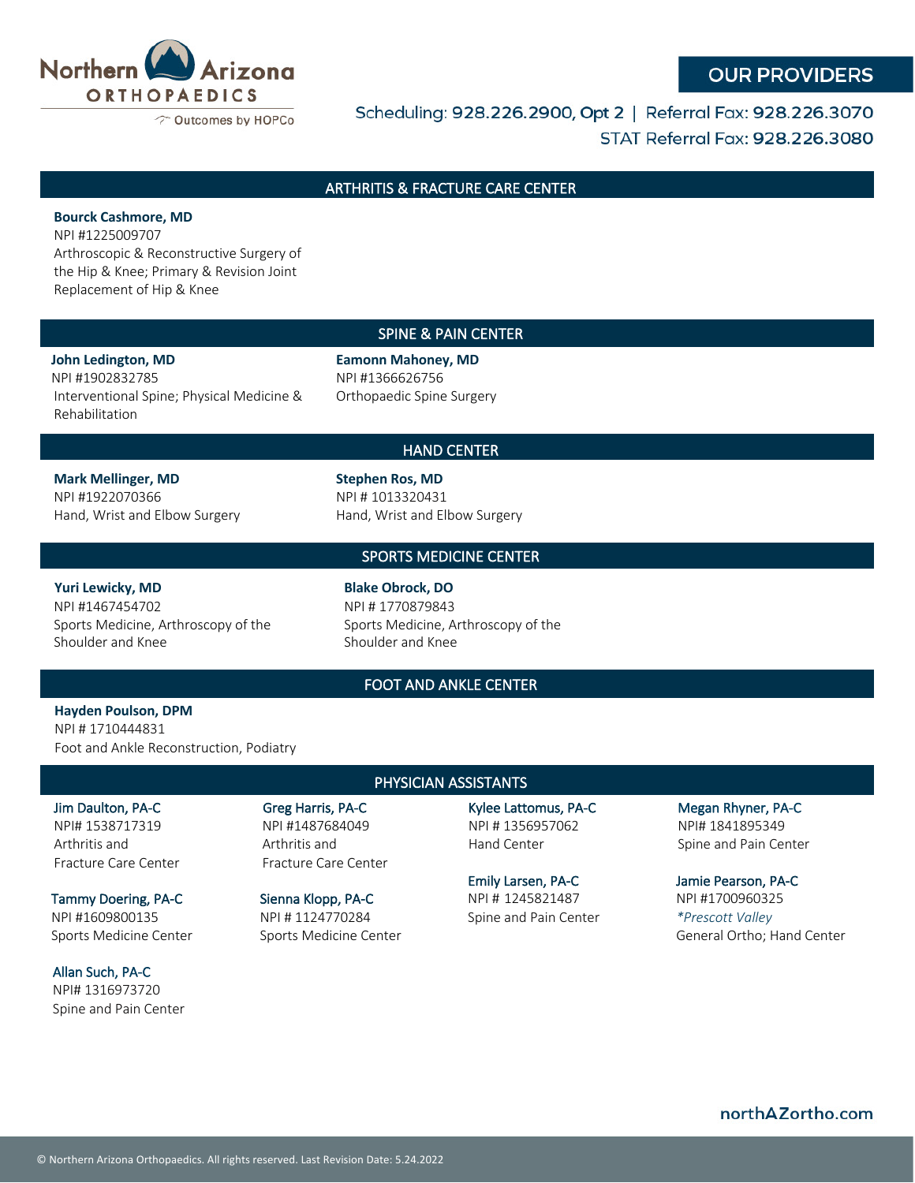# Northern Arizona ORTHOPAEDICS

Outcomes by HOPCo

## OUR PROVIDERS

Scheduling: 928.226.2900, Opt 2 | Referral Fax: 928.226.3070

STAT Referral Fax: 928.226.3080

## ARTHRITIS & FRACTURE CARE CENTER

**Bourck Cashmore, MD**
NPI #1225009707
Arthroscopic & Reconstructive Surgery of the Hip & Knee; Primary & Revision Joint Replacement of Hip & Knee

## SPINE & PAIN CENTER

**John Ledington, MD**
NPI #1902832785
Interventional Spine; Physical Medicine & Rehabilitation

**Eamonn Mahoney, MD**
NPI #1366626756
Orthopaedic Spine Surgery

## HAND CENTER

**Mark Mellinger, MD**
NPI #1922070366
Hand, Wrist and Elbow Surgery

**Stephen Ros, MD**
NPI # 1013320431
Hand, Wrist and Elbow Surgery

## SPORTS MEDICINE CENTER

**Yuri Lewicky, MD**
NPI #1467454702
Sports Medicine, Arthroscopy of the Shoulder and Knee

**Blake Obrock, DO**
NPI # 1770879843
Sports Medicine, Arthroscopy of the Shoulder and Knee

## FOOT AND ANKLE CENTER

**Hayden Poulson, DPM**
NPI # 1710444831
Foot and Ankle Reconstruction, Podiatry

## PHYSICIAN ASSISTANTS

**Jim Daulton, PA-C**
NPI# 1538717319
Arthritis and Fracture Care Center

**Tammy Doering, PA-C**
NPI #1609800135
Sports Medicine Center

**Allan Such, PA-C**
NPI# 1316973720
Spine and Pain Center

**Greg Harris, PA-C**
NPI #1487684049
Arthritis and Fracture Care Center

**Sienna Klopp, PA-C**
NPI # 1124770284
Sports Medicine Center

**Kylee Lattomus, PA-C**
NPI # 1356957062
Hand Center

**Emily Larsen, PA-C**
NPI # 1245821487
Spine and Pain Center

**Megan Rhyner, PA-C**
NPI# 1841895349
Spine and Pain Center

**Jamie Pearson, PA-C**
NPI #1700960325
*\*Prescott Valley*
General Ortho; Hand Center

northAZortho.com

© Northern Arizona Orthopaedics. All rights reserved. Last Revision Date: 5.24.2022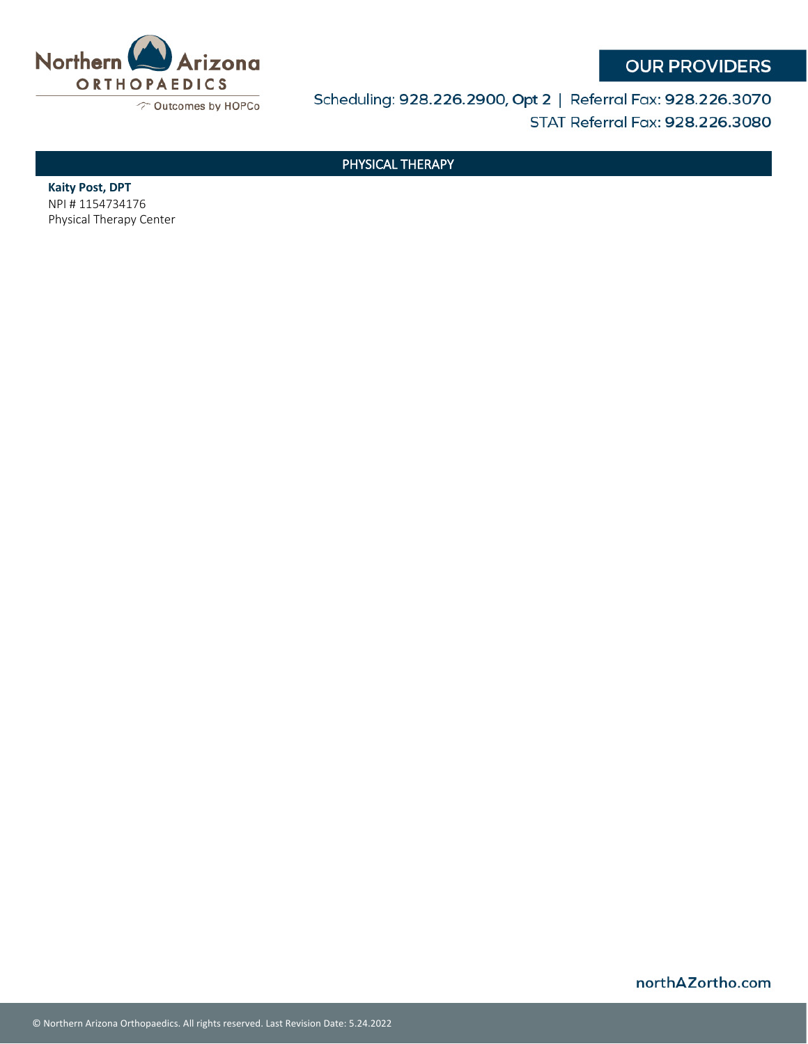Northern Arizona ORTHOPAEDICS
Outcomes by HOPCo

# OUR PROVIDERS

Scheduling: **928.226.2900, Opt 2** | Referral Fax: **928.226.3070**
STAT Referral Fax: **928.226.3080**

## PHYSICAL THERAPY

**Kaity Post, DPT**
NPI # 1154734176
Physical Therapy Center

northAZortho.com

© Northern Arizona Orthopaedics. All rights reserved. Last Revision Date: 5.24.2022